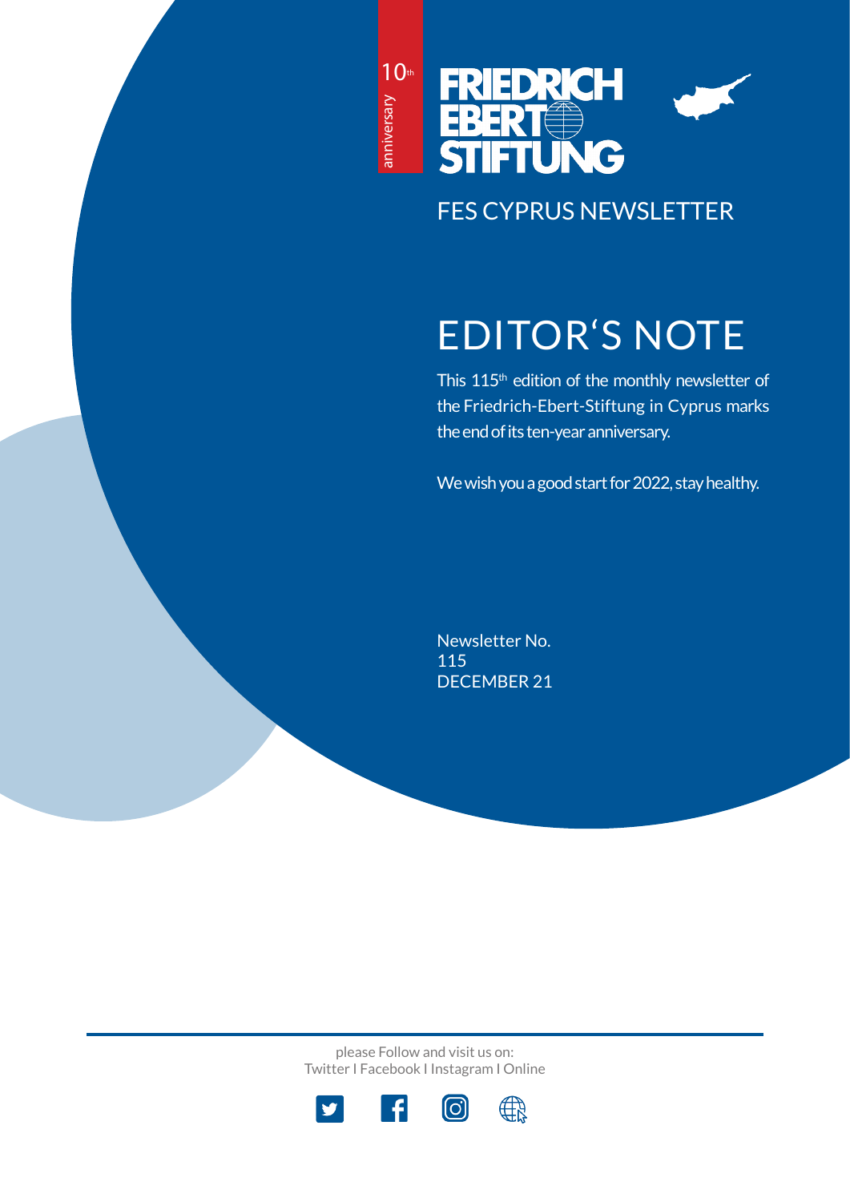10th anniversary

FRIEDRICH EBERT STIFTUNG

FES CYPRUS NEWSLETTER

# EDITOR'S NOTE

This 115th edition of the monthly newsletter of the Friedrich-Ebert-Stiftung in Cyprus marks the end of its ten-year anniversary.

We wish you a good start for 2022, stay healthy.

Newsletter No.
115
DECEMBER 21

please Follow and visit us on:
Twitter I Facebook I Instagram I Online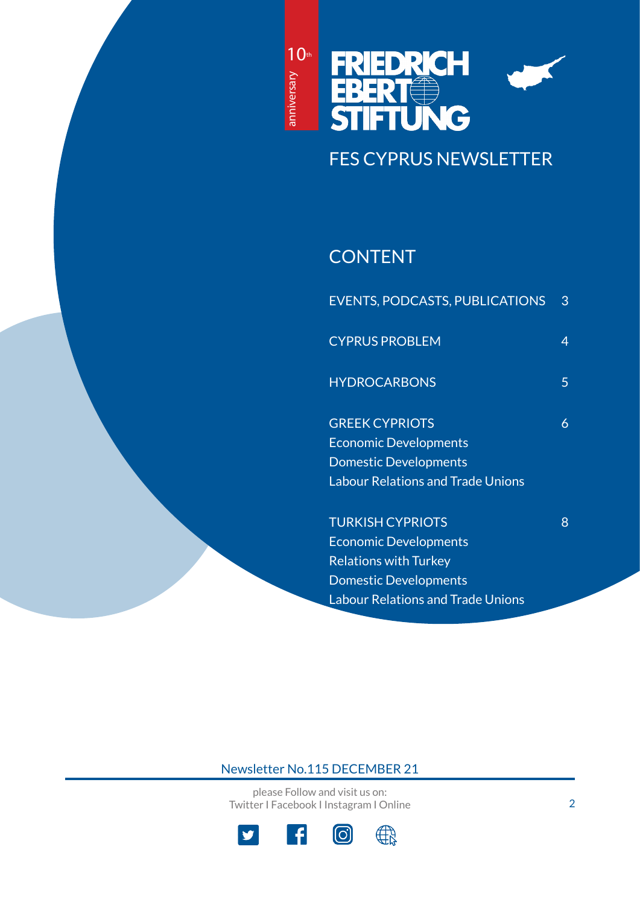10th anniversary

FRIEDRICH EBERT STIFTUNG

# FES CYPRUS NEWSLETTER

## CONTENT

| | |
|---|---|
| EVENTS, PODCASTS, PUBLICATIONS | 3 |
| CYPRUS PROBLEM | 4 |
| HYDROCARBONS | 5 |
| GREEK CYPRIOTS<br>Economic Developments<br>Domestic Developments<br>Labour Relations and Trade Unions | 6 |
| TURKISH CYPRIOTS<br>Economic Developments<br>Relations with Turkey<br>Domestic Developments<br>Labour Relations and Trade Unions | 8 |

Newsletter No.115 DECEMBER 21

please Follow and visit us on:
Twitter I Facebook I Instagram I Online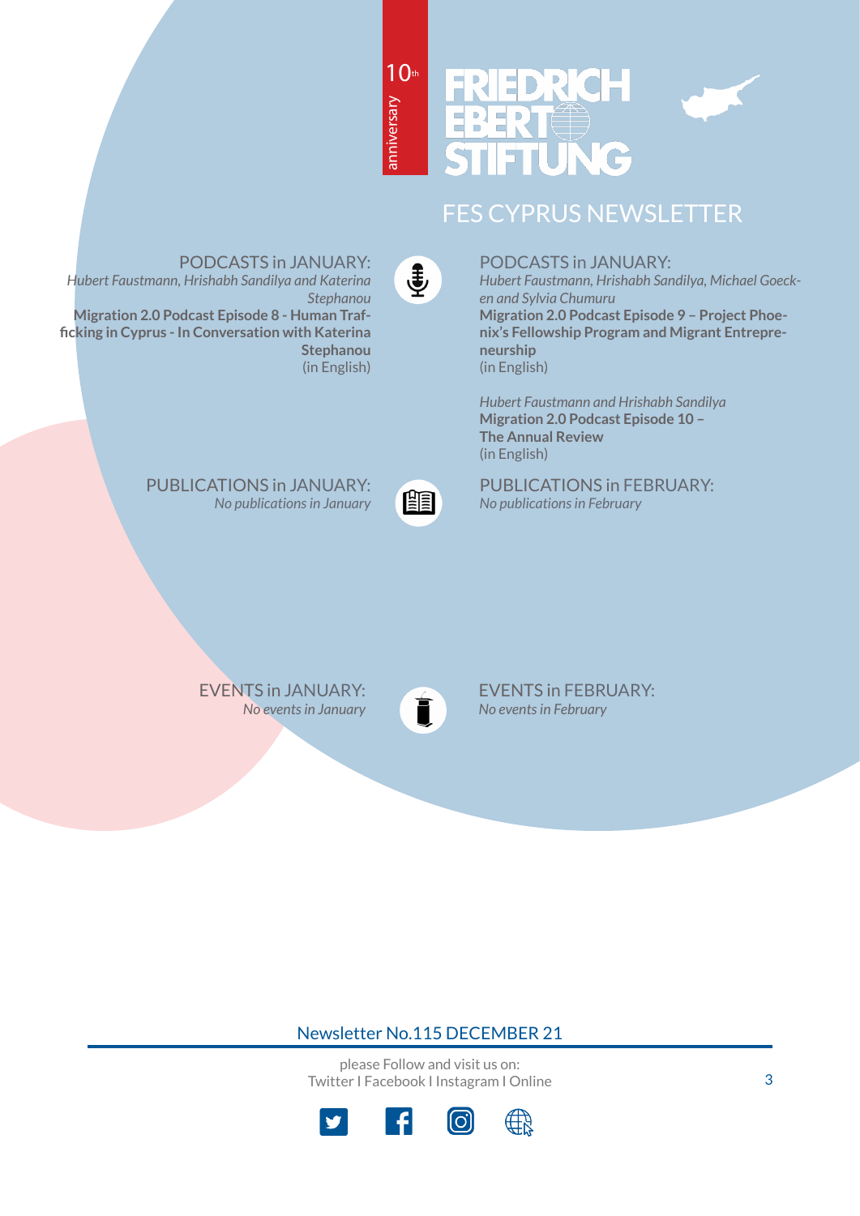10th anniversary

FRIEDRICH EBERT STIFTUNG

# FES CYPRUS NEWSLETTER

## PODCASTS in JANUARY:

*Hubert Faustmann, Hrishabh Sandilya and Katerina Stephanou*
**Migration 2.0 Podcast Episode 8 - Human Trafficking in Cyprus - In Conversation with Katerina Stephanou**
(in English)

## PODCASTS in JANUARY:

*Hubert Faustmann, Hrishabh Sandilya, Michael Goecken and Sylvia Chumuru*
**Migration 2.0 Podcast Episode 9 – Project Phoenix's Fellowship Program and Migrant Entrepreneurship**
(in English)

*Hubert Faustmann and Hrishabh Sandilya*
**Migration 2.0 Podcast Episode 10 – The Annual Review**
(in English)

## PUBLICATIONS in JANUARY:

*No publications in January*

## PUBLICATIONS in FEBRUARY:

*No publications in February*

## EVENTS in JANUARY:

*No events in January*

## EVENTS in FEBRUARY:

*No events in February*

Newsletter No.115 DECEMBER 21

please Follow and visit us on:
Twitter I Facebook I Instagram I Online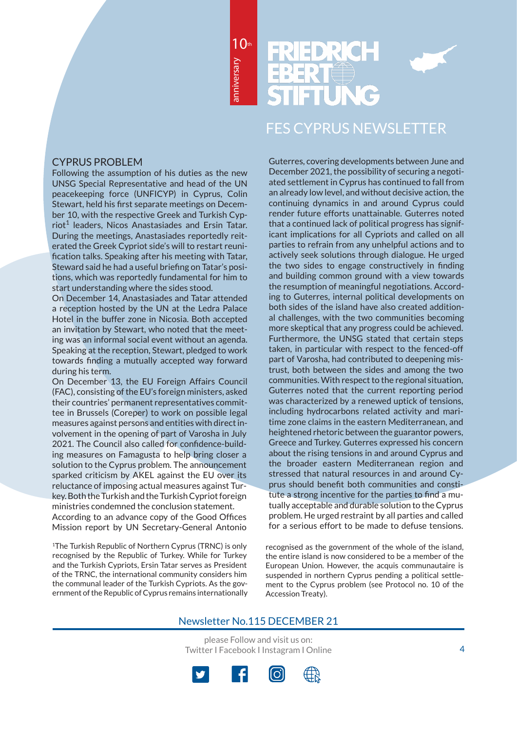## CYPRUS PROBLEM

Following the assumption of his duties as the new UNSG Special Representative and head of the UN peacekeeping force (UNFICYP) in Cyprus, Colin Stewart, held his first separate meetings on December 10, with the respective Greek and Turkish Cypriot[1] leaders, Nicos Anastasiades and Ersin Tatar. During the meetings, Anastasiades reportedly reiterated the Greek Cypriot side's will to restart reunification talks. Speaking after his meeting with Tatar, Steward said he had a useful briefing on Tatar's positions, which was reportedly fundamental for him to start understanding where the sides stood.

On December 14, Anastasiades and Tatar attended a reception hosted by the UN at the Ledra Palace Hotel in the buffer zone in Nicosia. Both accepted an invitation by Stewart, who noted that the meeting was an informal social event without an agenda. Speaking at the reception, Stewart, pledged to work towards finding a mutually accepted way forward during his term.

On December 13, the EU Foreign Affairs Council (FAC), consisting of the EU's foreign ministers, asked their countries' permanent representatives committee in Brussels (Coreper) to work on possible legal measures against persons and entities with direct involvement in the opening of part of Varosha in July 2021. The Council also called for confidence-building measures on Famagusta to help bring closer a solution to the Cyprus problem. The announcement sparked criticism by AKEL against the EU over its reluctance of imposing actual measures against Turkey. Both the Turkish and the Turkish Cypriot foreign ministries condemned the conclusion statement.

According to an advance copy of the Good Offices Mission report by UN Secretary-General Antonio Guterres, covering developments between June and December 2021, the possibility of securing a negotiated settlement in Cyprus has continued to fall from an already low level, and without decisive action, the continuing dynamics in and around Cyprus could render future efforts unattainable. Guterres noted that a continued lack of political progress has significant implications for all Cypriots and called on all parties to refrain from any unhelpful actions and to actively seek solutions through dialogue. He urged the two sides to engage constructively in finding and building common ground with a view towards the resumption of meaningful negotiations. According to Guterres, internal political developments on both sides of the island have also created additional challenges, with the two communities becoming more skeptical that any progress could be achieved. Furthermore, the UNSG stated that certain steps taken, in particular with respect to the fenced-off part of Varosha, had contributed to deepening mistrust, both between the sides and among the two communities. With respect to the regional situation, Guterres noted that the current reporting period was characterized by a renewed uptick of tensions, including hydrocarbons related activity and maritime zone claims in the eastern Mediterranean, and heightened rhetoric between the guarantor powers, Greece and Turkey. Guterres expressed his concern about the rising tensions in and around Cyprus and the broader eastern Mediterranean region and stressed that natural resources in and around Cyprus should benefit both communities and constitute a strong incentive for the parties to find a mutually acceptable and durable solution to the Cyprus problem. He urged restraint by all parties and called for a serious effort to be made to defuse tensions.

[1]The Turkish Republic of Northern Cyprus (TRNC) is only recognised by the Republic of Turkey. While for Turkey and the Turkish Cypriots, Ersin Tatar serves as President of the TRNC, the international community considers him the communal leader of the Turkish Cypriots. As the government of the Republic of Cyprus remains internationally recognised as the government of the whole of the island, the entire island is now considered to be a member of the European Union. However, the acquis communautaire is suspended in northern Cyprus pending a political settlement to the Cyprus problem (see Protocol no. 10 of the Accession Treaty).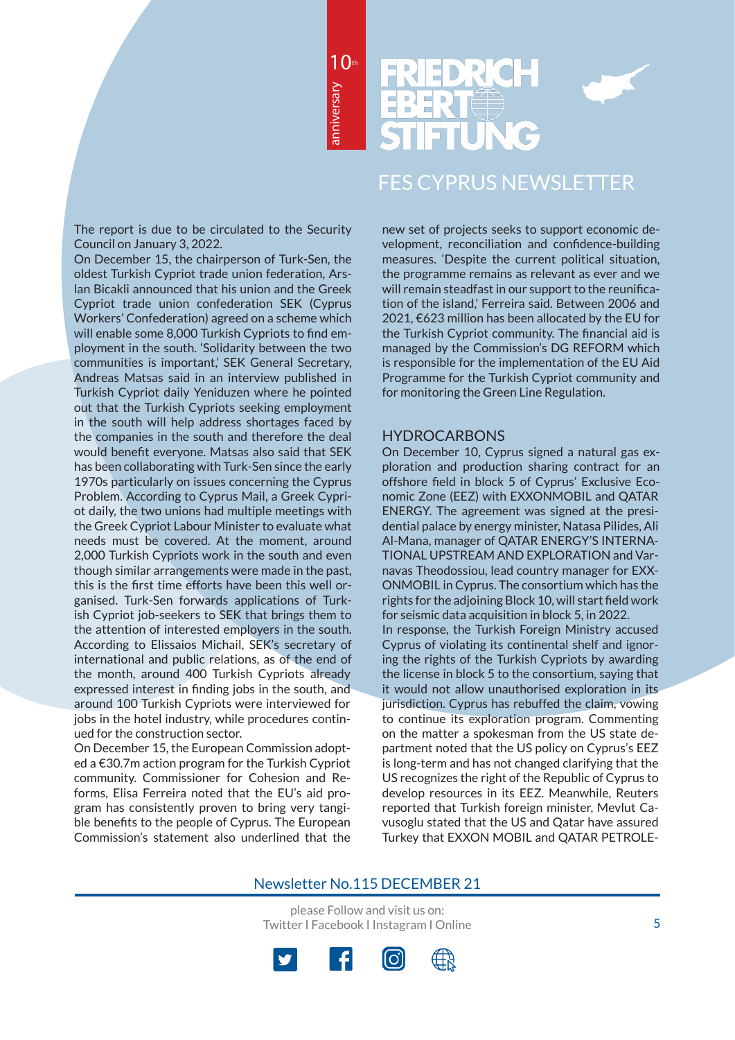The report is due to be circulated to the Security Council on January 3, 2022.

On December 15, the chairperson of Turk-Sen, the oldest Turkish Cypriot trade union federation, Arslan Bicakli announced that his union and the Greek Cypriot trade union confederation SEK (Cyprus Workers' Confederation) agreed on a scheme which will enable some 8,000 Turkish Cypriots to find employment in the south. 'Solidarity between the two communities is important,' SEK General Secretary, Andreas Matsas said in an interview published in Turkish Cypriot daily Yeniduzen where he pointed out that the Turkish Cypriots seeking employment in the south will help address shortages faced by the companies in the south and therefore the deal would benefit everyone. Matsas also said that SEK has been collaborating with Turk-Sen since the early 1970s particularly on issues concerning the Cyprus Problem. According to Cyprus Mail, a Greek Cypriot daily, the two unions had multiple meetings with the Greek Cypriot Labour Minister to evaluate what needs must be covered. At the moment, around 2,000 Turkish Cypriots work in the south and even though similar arrangements were made in the past, this is the first time efforts have been this well organised. Turk-Sen forwards applications of Turkish Cypriot job-seekers to SEK that brings them to the attention of interested employers in the south. According to Elissaios Michail, SEK's secretary of international and public relations, as of the end of the month, around 400 Turkish Cypriots already expressed interest in finding jobs in the south, and around 100 Turkish Cypriots were interviewed for jobs in the hotel industry, while procedures continued for the construction sector.

On December 15, the European Commission adopted a €30.7m action program for the Turkish Cypriot community. Commissioner for Cohesion and Reforms, Elisa Ferreira noted that the EU's aid program has consistently proven to bring very tangible benefits to the people of Cyprus. The European Commission's statement also underlined that the new set of projects seeks to support economic development, reconciliation and confidence-building measures. 'Despite the current political situation, the programme remains as relevant as ever and we will remain steadfast in our support to the reunification of the island,' Ferreira said. Between 2006 and 2021, €623 million has been allocated by the EU for the Turkish Cypriot community. The financial aid is managed by the Commission's DG REFORM which is responsible for the implementation of the EU Aid Programme for the Turkish Cypriot community and for monitoring the Green Line Regulation.

## HYDROCARBONS

On December 10, Cyprus signed a natural gas exploration and production sharing contract for an offshore field in block 5 of Cyprus' Exclusive Economic Zone (EEZ) with EXXONMOBIL and QATAR ENERGY. The agreement was signed at the presidential palace by energy minister, Natasa Pilides, Ali Al-Mana, manager of QATAR ENERGY'S INTERNATIONAL UPSTREAM AND EXPLORATION and Varnavas Theodossiou, lead country manager for EXXONMOBIL in Cyprus. The consortium which has the rights for the adjoining Block 10, will start field work for seismic data acquisition in block 5, in 2022.

In response, the Turkish Foreign Ministry accused Cyprus of violating its continental shelf and ignoring the rights of the Turkish Cypriots by awarding the license in block 5 to the consortium, saying that it would not allow unauthorised exploration in its jurisdiction. Cyprus has rebuffed the claim, vowing to continue its exploration program. Commenting on the matter a spokesman from the US state department noted that the US policy on Cyprus's EEZ is long-term and has not changed clarifying that the US recognizes the right of the Republic of Cyprus to develop resources in its EEZ. Meanwhile, Reuters reported that Turkish foreign minister, Mevlut Cavusoglu stated that the US and Qatar have assured Turkey that EXXON MOBIL and QATAR PETROLE-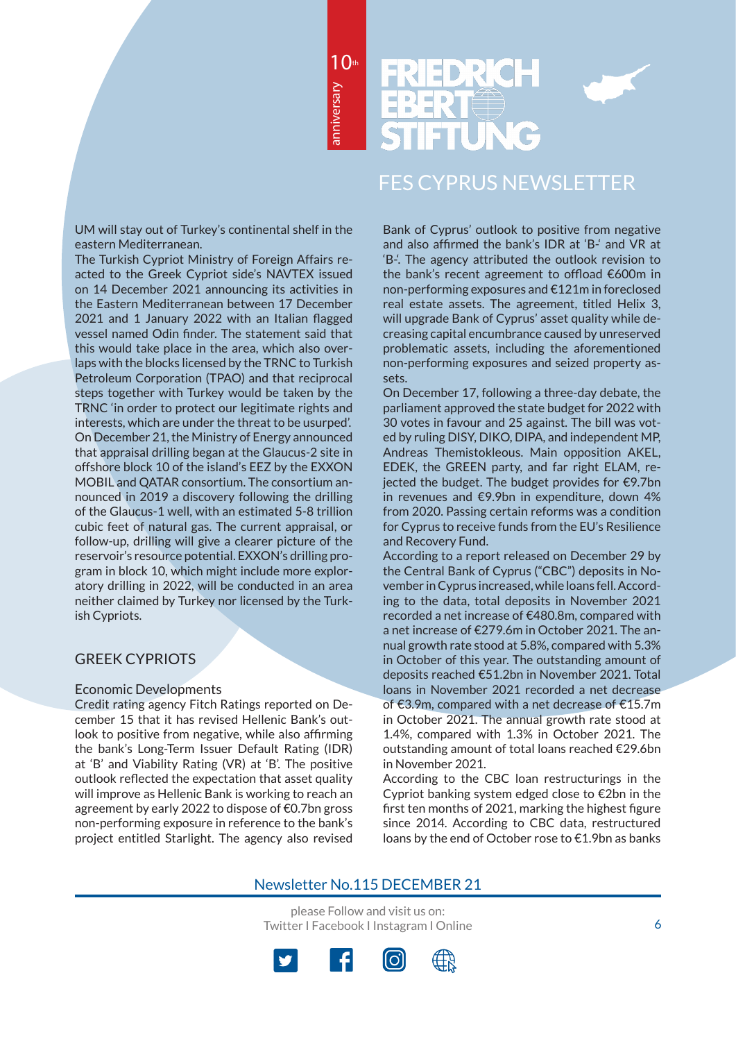UM will stay out of Turkey's continental shelf in the eastern Mediterranean.

The Turkish Cypriot Ministry of Foreign Affairs reacted to the Greek Cypriot side's NAVTEX issued on 14 December 2021 announcing its activities in the Eastern Mediterranean between 17 December 2021 and 1 January 2022 with an Italian flagged vessel named Odin finder. The statement said that this would take place in the area, which also overlaps with the blocks licensed by the TRNC to Turkish Petroleum Corporation (TPAO) and that reciprocal steps together with Turkey would be taken by the TRNC 'in order to protect our legitimate rights and interests, which are under the threat to be usurped'.

On December 21, the Ministry of Energy announced that appraisal drilling began at the Glaucus-2 site in offshore block 10 of the island's EEZ by the EXXON MOBIL and QATAR consortium. The consortium announced in 2019 a discovery following the drilling of the Glaucus-1 well, with an estimated 5-8 trillion cubic feet of natural gas. The current appraisal, or follow-up, drilling will give a clearer picture of the reservoir's resource potential. EXXON's drilling program in block 10, which might include more exploratory drilling in 2022, will be conducted in an area neither claimed by Turkey nor licensed by the Turkish Cypriots.

## GREEK CYPRIOTS

### Economic Developments

Credit rating agency Fitch Ratings reported on December 15 that it has revised Hellenic Bank's outlook to positive from negative, while also affirming the bank's Long-Term Issuer Default Rating (IDR) at 'B' and Viability Rating (VR) at 'B'. The positive outlook reflected the expectation that asset quality will improve as Hellenic Bank is working to reach an agreement by early 2022 to dispose of €0.7bn gross non-performing exposure in reference to the bank's project entitled Starlight. The agency also revised Bank of Cyprus' outlook to positive from negative and also affirmed the bank's IDR at 'B-' and VR at 'B-'. The agency attributed the outlook revision to the bank's recent agreement to offload €600m in non-performing exposures and €121m in foreclosed real estate assets. The agreement, titled Helix 3, will upgrade Bank of Cyprus' asset quality while decreasing capital encumbrance caused by unreserved problematic assets, including the aforementioned non-performing exposures and seized property assets.

On December 17, following a three-day debate, the parliament approved the state budget for 2022 with 30 votes in favour and 25 against. The bill was voted by ruling DISY, DIKO, DIPA, and independent MP, Andreas Themistokleous. Main opposition AKEL, EDEK, the GREEN party, and far right ELAM, rejected the budget. The budget provides for €9.7bn in revenues and €9.9bn in expenditure, down 4% from 2020. Passing certain reforms was a condition for Cyprus to receive funds from the EU's Resilience and Recovery Fund.

According to a report released on December 29 by the Central Bank of Cyprus ("CBC") deposits in November in Cyprus increased, while loans fell. According to the data, total deposits in November 2021 recorded a net increase of €480.8m, compared with a net increase of €279.6m in October 2021. The annual growth rate stood at 5.8%, compared with 5.3% in October of this year. The outstanding amount of deposits reached €51.2bn in November 2021. Total loans in November 2021 recorded a net decrease of €3.9m, compared with a net decrease of €15.7m in October 2021. The annual growth rate stood at 1.4%, compared with 1.3% in October 2021. The outstanding amount of total loans reached €29.6bn in November 2021.

According to the CBC loan restructurings in the Cypriot banking system edged close to €2bn in the first ten months of 2021, marking the highest figure since 2014. According to CBC data, restructured loans by the end of October rose to €1.9bn as banks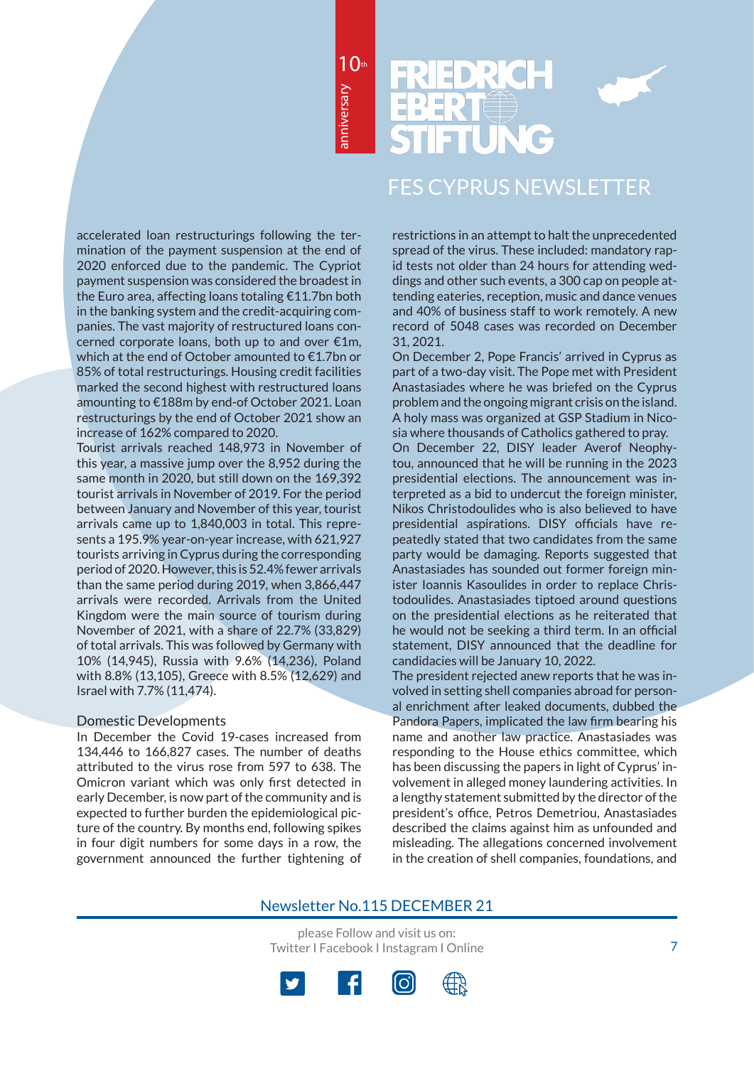accelerated loan restructurings following the termination of the payment suspension at the end of 2020 enforced due to the pandemic. The Cypriot payment suspension was considered the broadest in the Euro area, affecting loans totaling €11.7bn both in the banking system and the credit-acquiring companies. The vast majority of restructured loans concerned corporate loans, both up to and over €1m, which at the end of October amounted to €1.7bn or 85% of total restructurings. Housing credit facilities marked the second highest with restructured loans amounting to €188m by end-of October 2021. Loan restructurings by the end of October 2021 show an increase of 162% compared to 2020.

Tourist arrivals reached 148,973 in November of this year, a massive jump over the 8,952 during the same month in 2020, but still down on the 169,392 tourist arrivals in November of 2019. For the period between January and November of this year, tourist arrivals came up to 1,840,003 in total. This represents a 195.9% year-on-year increase, with 621,927 tourists arriving in Cyprus during the corresponding period of 2020. However, this is 52.4% fewer arrivals than the same period during 2019, when 3,866,447 arrivals were recorded. Arrivals from the United Kingdom were the main source of tourism during November of 2021, with a share of 22.7% (33,829) of total arrivals. This was followed by Germany with 10% (14,945), Russia with 9.6% (14,236), Poland with 8.8% (13,105), Greece with 8.5% (12,629) and Israel with 7.7% (11,474).

## Domestic Developments

In December the Covid 19-cases increased from 134,446 to 166,827 cases. The number of deaths attributed to the virus rose from 597 to 638. The Omicron variant which was only first detected in early December, is now part of the community and is expected to further burden the epidemiological picture of the country. By months end, following spikes in four digit numbers for some days in a row, the government announced the further tightening of restrictions in an attempt to halt the unprecedented spread of the virus. These included: mandatory rapid tests not older than 24 hours for attending weddings and other such events, a 300 cap on people attending eateries, reception, music and dance venues and 40% of business staff to work remotely. A new record of 5048 cases was recorded on December 31, 2021.

On December 2, Pope Francis' arrived in Cyprus as part of a two-day visit. The Pope met with President Anastasiades where he was briefed on the Cyprus problem and the ongoing migrant crisis on the island. A holy mass was organized at GSP Stadium in Nicosia where thousands of Catholics gathered to pray.

On December 22, DISY leader Averof Neophytou, announced that he will be running in the 2023 presidential elections. The announcement was interpreted as a bid to undercut the foreign minister, Nikos Christodoulides who is also believed to have presidential aspirations. DISY officials have repeatedly stated that two candidates from the same party would be damaging. Reports suggested that Anastasiades has sounded out former foreign minister Ioannis Kasoulides in order to replace Christodoulides. Anastasiades tiptoed around questions on the presidential elections as he reiterated that he would not be seeking a third term. In an official statement, DISY announced that the deadline for candidacies will be January 10, 2022.

The president rejected anew reports that he was involved in setting shell companies abroad for personal enrichment after leaked documents, dubbed the Pandora Papers, implicated the law firm bearing his name and another law practice. Anastasiades was responding to the House ethics committee, which has been discussing the papers in light of Cyprus' involvement in alleged money laundering activities. In a lengthy statement submitted by the director of the president's office, Petros Demetriou, Anastasiades described the claims against him as unfounded and misleading. The allegations concerned involvement in the creation of shell companies, foundations, and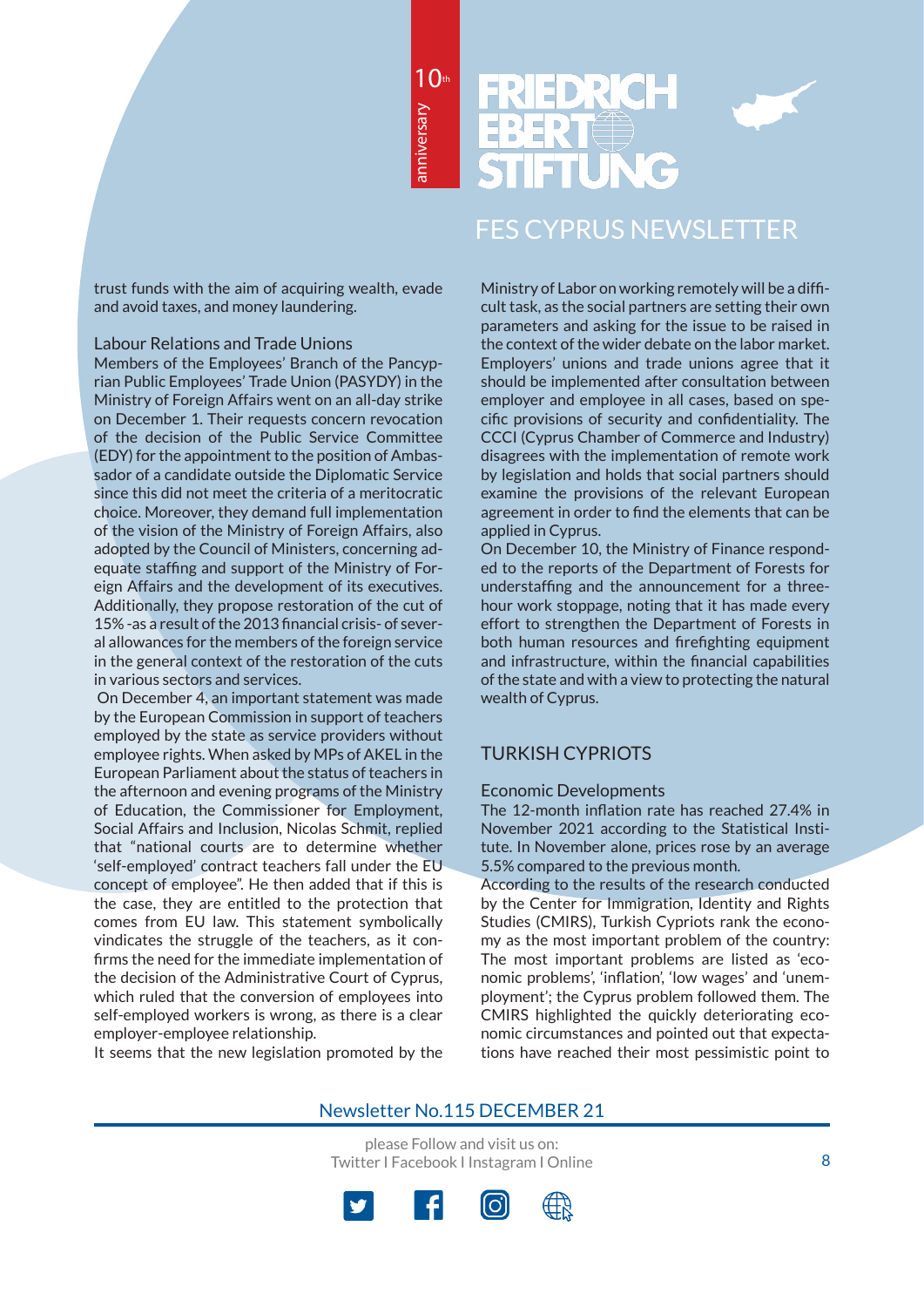trust funds with the aim of acquiring wealth, evade and avoid taxes, and money laundering.

### Labour Relations and Trade Unions

Members of the Employees' Branch of the Pancyprian Public Employees' Trade Union (PASYDY) in the Ministry of Foreign Affairs went on an all-day strike on December 1. Their requests concern revocation of the decision of the Public Service Committee (EDY) for the appointment to the position of Ambassador of a candidate outside the Diplomatic Service since this did not meet the criteria of a meritocratic choice. Moreover, they demand full implementation of the vision of the Ministry of Foreign Affairs, also adopted by the Council of Ministers, concerning adequate staffing and support of the Ministry of Foreign Affairs and the development of its executives. Additionally, they propose restoration of the cut of 15% -as a result of the 2013 financial crisis- of several allowances for the members of the foreign service in the general context of the restoration of the cuts in various sectors and services.

On December 4, an important statement was made by the European Commission in support of teachers employed by the state as service providers without employee rights. When asked by MPs of AKEL in the European Parliament about the status of teachers in the afternoon and evening programs of the Ministry of Education, the Commissioner for Employment, Social Affairs and Inclusion, Nicolas Schmit, replied that "national courts are to determine whether 'self-employed' contract teachers fall under the EU concept of employee". He then added that if this is the case, they are entitled to the protection that comes from EU law. This statement symbolically vindicates the struggle of the teachers, as it confirms the need for the immediate implementation of the decision of the Administrative Court of Cyprus, which ruled that the conversion of employees into self-employed workers is wrong, as there is a clear employer-employee relationship.

It seems that the new legislation promoted by the Ministry of Labor on working remotely will be a difficult task, as the social partners are setting their own parameters and asking for the issue to be raised in the context of the wider debate on the labor market. Employers' unions and trade unions agree that it should be implemented after consultation between employer and employee in all cases, based on specific provisions of security and confidentiality. The CCCI (Cyprus Chamber of Commerce and Industry) disagrees with the implementation of remote work by legislation and holds that social partners should examine the provisions of the relevant European agreement in order to find the elements that can be applied in Cyprus.

On December 10, the Ministry of Finance responded to the reports of the Department of Forests for understaffing and the announcement for a three-hour work stoppage, noting that it has made every effort to strengthen the Department of Forests in both human resources and firefighting equipment and infrastructure, within the financial capabilities of the state and with a view to protecting the natural wealth of Cyprus.

## TURKISH CYPRIOTS

### Economic Developments

The 12-month inflation rate has reached 27.4% in November 2021 according to the Statistical Institute. In November alone, prices rose by an average 5.5% compared to the previous month.

According to the results of the research conducted by the Center for Immigration, Identity and Rights Studies (CMIRS), Turkish Cypriots rank the economy as the most important problem of the country: The most important problems are listed as 'economic problems', 'inflation', 'low wages' and 'unemployment'; the Cyprus problem followed them. The CMIRS highlighted the quickly deteriorating economic circumstances and pointed out that expectations have reached their most pessimistic point to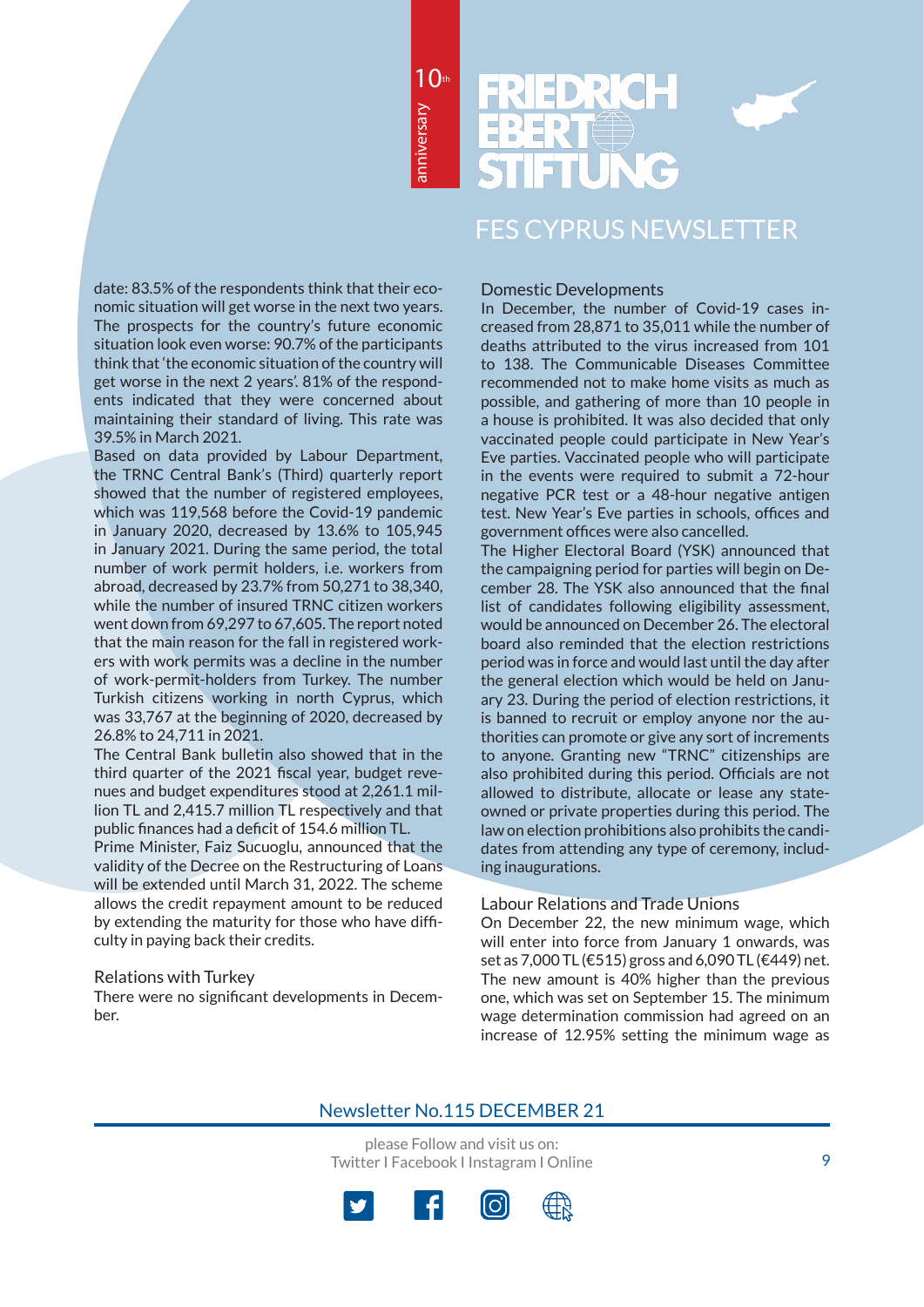date: 83.5% of the respondents think that their economic situation will get worse in the next two years. The prospects for the country's future economic situation look even worse: 90.7% of the participants think that 'the economic situation of the country will get worse in the next 2 years'. 81% of the respondents indicated that they were concerned about maintaining their standard of living. This rate was 39.5% in March 2021.

Based on data provided by Labour Department, the TRNC Central Bank's (Third) quarterly report showed that the number of registered employees, which was 119,568 before the Covid-19 pandemic in January 2020, decreased by 13.6% to 105,945 in January 2021. During the same period, the total number of work permit holders, i.e. workers from abroad, decreased by 23.7% from 50,271 to 38,340, while the number of insured TRNC citizen workers went down from 69,297 to 67,605. The report noted that the main reason for the fall in registered workers with work permits was a decline in the number of work-permit-holders from Turkey. The number Turkish citizens working in north Cyprus, which was 33,767 at the beginning of 2020, decreased by 26.8% to 24,711 in 2021.

The Central Bank bulletin also showed that in the third quarter of the 2021 fiscal year, budget revenues and budget expenditures stood at 2,261.1 million TL and 2,415.7 million TL respectively and that public finances had a deficit of 154.6 million TL.

Prime Minister, Faiz Sucuoglu, announced that the validity of the Decree on the Restructuring of Loans will be extended until March 31, 2022. The scheme allows the credit repayment amount to be reduced by extending the maturity for those who have difficulty in paying back their credits.

## Relations with Turkey

There were no significant developments in December.

## Domestic Developments

In December, the number of Covid-19 cases increased from 28,871 to 35,011 while the number of deaths attributed to the virus increased from 101 to 138. The Communicable Diseases Committee recommended not to make home visits as much as possible, and gathering of more than 10 people in a house is prohibited. It was also decided that only vaccinated people could participate in New Year's Eve parties. Vaccinated people who will participate in the events were required to submit a 72-hour negative PCR test or a 48-hour negative antigen test. New Year's Eve parties in schools, offices and government offices were also cancelled.

The Higher Electoral Board (YSK) announced that the campaigning period for parties will begin on December 28. The YSK also announced that the final list of candidates following eligibility assessment, would be announced on December 26. The electoral board also reminded that the election restrictions period was in force and would last until the day after the general election which would be held on January 23. During the period of election restrictions, it is banned to recruit or employ anyone nor the authorities can promote or give any sort of increments to anyone. Granting new "TRNC" citizenships are also prohibited during this period. Officials are not allowed to distribute, allocate or lease any state-owned or private properties during this period. The law on election prohibitions also prohibits the candidates from attending any type of ceremony, including inaugurations.

## Labour Relations and Trade Unions

On December 22, the new minimum wage, which will enter into force from January 1 onwards, was set as 7,000 TL (€515) gross and 6,090 TL (€449) net. The new amount is 40% higher than the previous one, which was set on September 15. The minimum wage determination commission had agreed on an increase of 12.95% setting the minimum wage as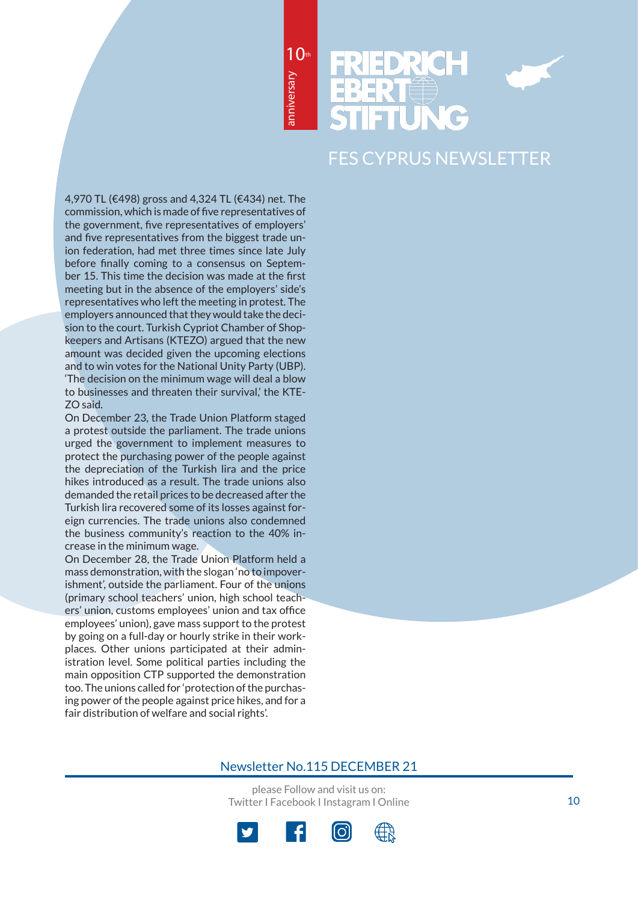4,970 TL (€498) gross and 4,324 TL (€434) net. The commission, which is made of five representatives of the government, five representatives of employers' and five representatives from the biggest trade union federation, had met three times since late July before finally coming to a consensus on September 15. This time the decision was made at the first meeting but in the absence of the employers' side's representatives who left the meeting in protest. The employers announced that they would take the decision to the court. Turkish Cypriot Chamber of Shopkeepers and Artisans (KTEZO) argued that the new amount was decided given the upcoming elections and to win votes for the National Unity Party (UBP). 'The decision on the minimum wage will deal a blow to businesses and threaten their survival,' the KTEZO said.

On December 23, the Trade Union Platform staged a protest outside the parliament. The trade unions urged the government to implement measures to protect the purchasing power of the people against the depreciation of the Turkish lira and the price hikes introduced as a result. The trade unions also demanded the retail prices to be decreased after the Turkish lira recovered some of its losses against foreign currencies. The trade unions also condemned the business community's reaction to the 40% increase in the minimum wage.

On December 28, the Trade Union Platform held a mass demonstration, with the slogan 'no to impoverishment', outside the parliament. Four of the unions (primary school teachers' union, high school teachers' union, customs employees' union and tax office employees' union), gave mass support to the protest by going on a full-day or hourly strike in their workplaces. Other unions participated at their administration level. Some political parties including the main opposition CTP supported the demonstration too. The unions called for 'protection of the purchasing power of the people against price hikes, and for a fair distribution of welfare and social rights'.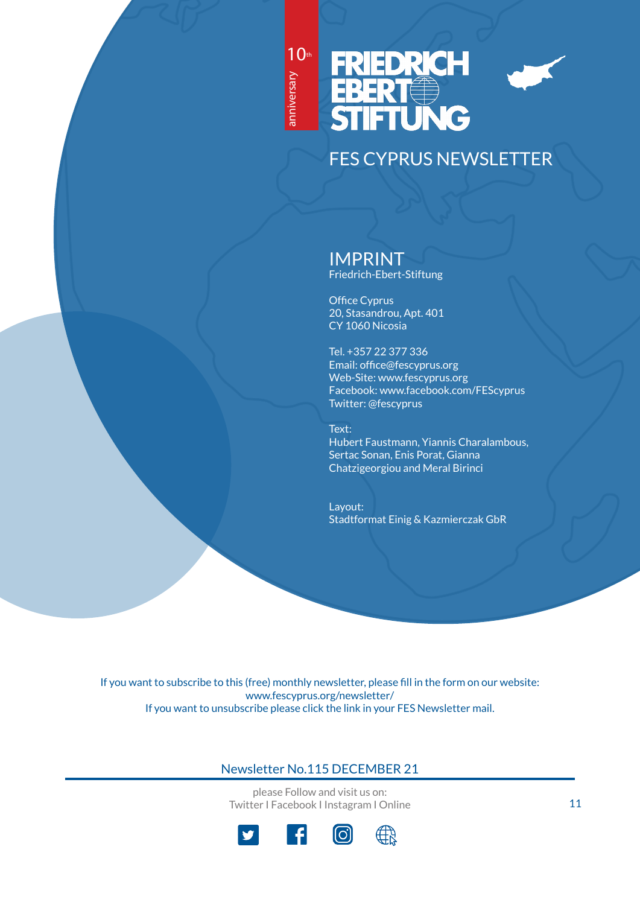10th anniversary

# FRIEDRICH EBERT STIFTUNG

## FES CYPRUS NEWSLETTER

## IMPRINT

Friedrich-Ebert-Stiftung

Office Cyprus
20, Stasandrou, Apt. 401
CY 1060 Nicosia

Tel. +357 22 377 336
Email: office@fescyprus.org
Web-Site: www.fescyprus.org
Facebook: www.facebook.com/FEScyprus
Twitter: @fescyprus

Text:
Hubert Faustmann, Yiannis Charalambous, Sertac Sonan, Enis Porat, Gianna Chatzigeorgiou and Meral Birinci

Layout:
Stadtformat Einig & Kazmierczak GbR

If you want to subscribe to this (free) monthly newsletter, please fill in the form on our website:
www.fescyprus.org/newsletter/
If you want to unsubscribe please click the link in your FES Newsletter mail.

Newsletter No.115 DECEMBER 21

please Follow and visit us on:
Twitter I Facebook I Instagram I Online